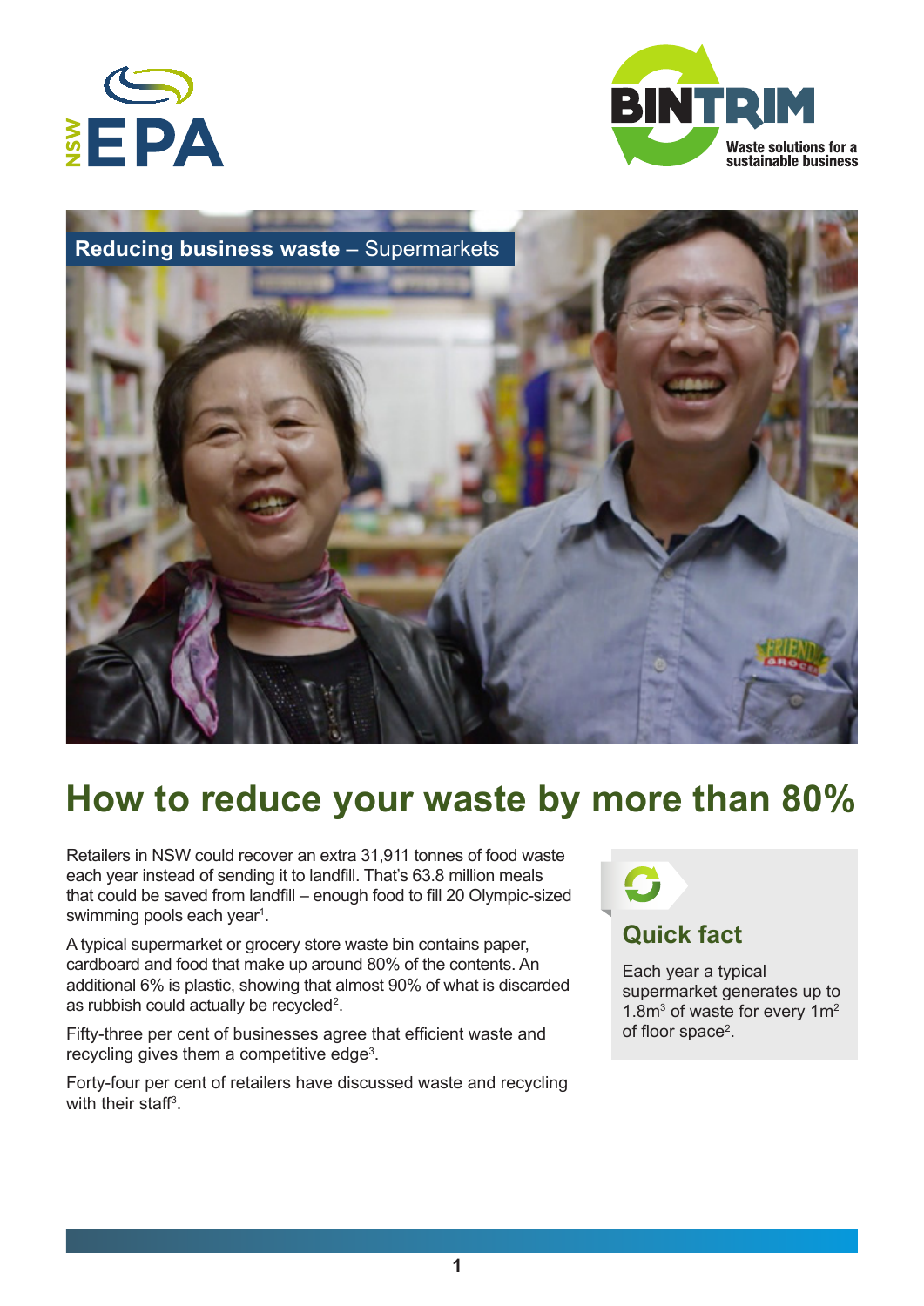Reducing business waste – Supermarkets

# How to reduce your waste by more than 80%

Retailers in NSW could recover an extra 31,911 tonnes of food waste each year instead of sending it to landfill. That's 63.8 million meals that could be saved from landfill – enough food to fill 20 Olympic-sized swimming pools each year[1].

A typical supermarket or grocery store waste bin contains paper, cardboard and food that make up around 80% of the contents. An additional 6% is plastic, showing that almost 90% of what is discarded as rubbish could actually be recycled[2].

Fifty-three per cent of businesses agree that efficient waste and recycling gives them a competitive edge[3].

Forty-four per cent of retailers have discussed waste and recycling with their staff[3].

## Quick fact

Each year a typical supermarket generates up to $1.8m^3$ of waste for every $1m^2$ of floor space[2].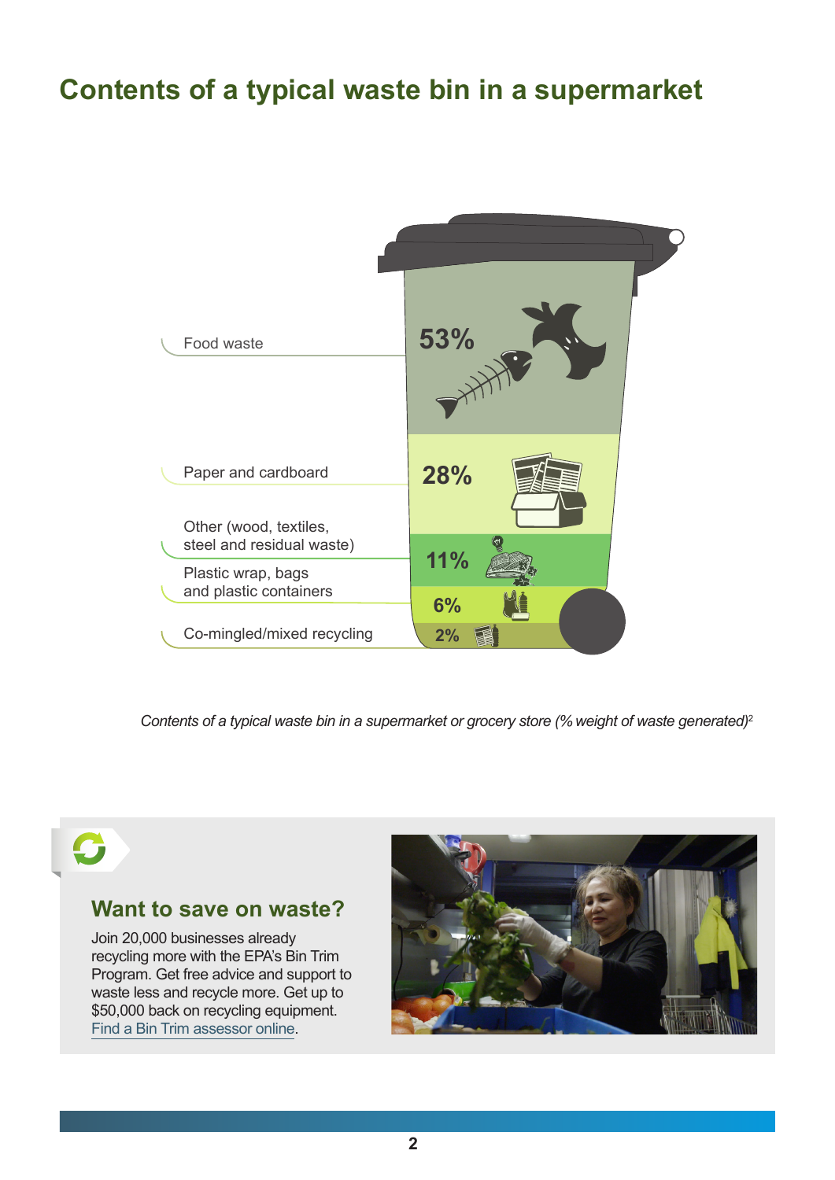# Contents of a typical waste bin in a supermarket

| Category | % |
| --- | --- |
| Food waste | 53% |
| Paper and cardboard | 28% |
| Other (wood, textiles, steel and residual waste) | 11% |
| Plastic wrap, bags and plastic containers | 6% |
| Co-mingled/mixed recycling | 2% |

*Contents of a typical waste bin in a supermarket or grocery store (% weight of waste generated)*[2]

## Want to save on waste?

Join 20,000 businesses already recycling more with the EPA's Bin Trim Program. Get free advice and support to waste less and recycle more. Get up to $50,000 back on recycling equipment. Find a Bin Trim assessor online.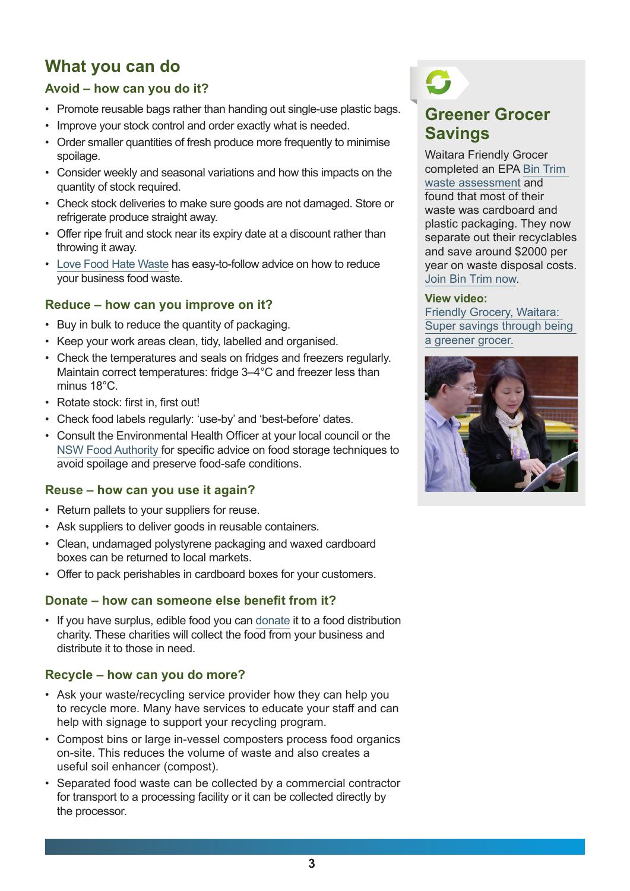## What you can do

### Avoid – how can you do it?

- Promote reusable bags rather than handing out single-use plastic bags.
- Improve your stock control and order exactly what is needed.
- Order smaller quantities of fresh produce more frequently to minimise spoilage.
- Consider weekly and seasonal variations and how this impacts on the quantity of stock required.
- Check stock deliveries to make sure goods are not damaged. Store or refrigerate produce straight away.
- Offer ripe fruit and stock near its expiry date at a discount rather than throwing it away.
- Love Food Hate Waste has easy-to-follow advice on how to reduce your business food waste.

### Reduce – how can you improve on it?

- Buy in bulk to reduce the quantity of packaging.
- Keep your work areas clean, tidy, labelled and organised.
- Check the temperatures and seals on fridges and freezers regularly. Maintain correct temperatures: fridge 3–4°C and freezer less than minus 18°C.
- Rotate stock: first in, first out!
- Check food labels regularly: 'use-by' and 'best-before' dates.
- Consult the Environmental Health Officer at your local council or the NSW Food Authority for specific advice on food storage techniques to avoid spoilage and preserve food-safe conditions.

### Reuse – how can you use it again?

- Return pallets to your suppliers for reuse.
- Ask suppliers to deliver goods in reusable containers.
- Clean, undamaged polystyrene packaging and waxed cardboard boxes can be returned to local markets.
- Offer to pack perishables in cardboard boxes for your customers.

### Donate – how can someone else benefit from it?

- If you have surplus, edible food you can donate it to a food distribution charity. These charities will collect the food from your business and distribute it to those in need.

### Recycle – how can you do more?

- Ask your waste/recycling service provider how they can help you to recycle more. Many have services to educate your staff and can help with signage to support your recycling program.
- Compost bins or large in-vessel composters process food organics on-site. This reduces the volume of waste and also creates a useful soil enhancer (compost).
- Separated food waste can be collected by a commercial contractor for transport to a processing facility or it can be collected directly by the processor.

## Greener Grocer Savings

Waitara Friendly Grocer completed an EPA Bin Trim waste assessment and found that most of their waste was cardboard and plastic packaging. They now separate out their recyclables and save around $2000 per year on waste disposal costs. Join Bin Trim now.

**View video:**
Friendly Grocery, Waitara: Super savings through being a greener grocer.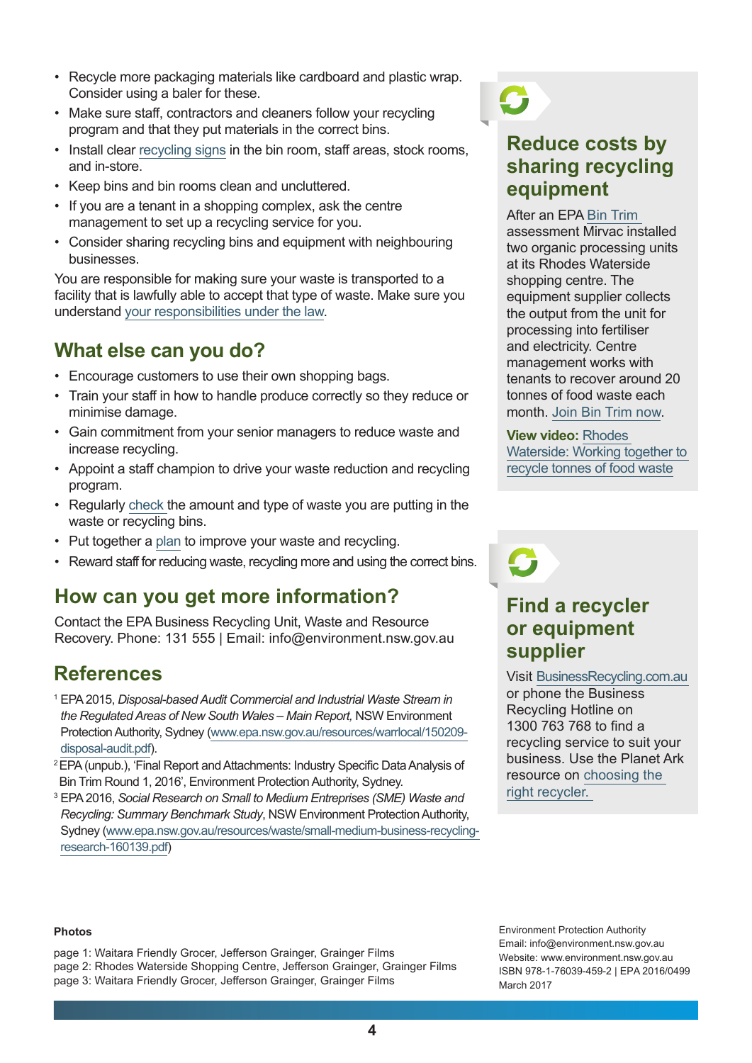- Recycle more packaging materials like cardboard and plastic wrap. Consider using a baler for these.
- Make sure staff, contractors and cleaners follow your recycling program and that they put materials in the correct bins.
- Install clear recycling signs in the bin room, staff areas, stock rooms, and in-store.
- Keep bins and bin rooms clean and uncluttered.
- If you are a tenant in a shopping complex, ask the centre management to set up a recycling service for you.
- Consider sharing recycling bins and equipment with neighbouring businesses.

You are responsible for making sure your waste is transported to a facility that is lawfully able to accept that type of waste. Make sure you understand your responsibilities under the law.

## What else can you do?

- Encourage customers to use their own shopping bags.
- Train your staff in how to handle produce correctly so they reduce or minimise damage.
- Gain commitment from your senior managers to reduce waste and increase recycling.
- Appoint a staff champion to drive your waste reduction and recycling program.
- Regularly check the amount and type of waste you are putting in the waste or recycling bins.
- Put together a plan to improve your waste and recycling.
- Reward staff for reducing waste, recycling more and using the correct bins.

## How can you get more information?

Contact the EPA Business Recycling Unit, Waste and Resource Recovery. Phone: 131 555 | Email: info@environment.nsw.gov.au

## References

[1] EPA 2015, *Disposal-based Audit Commercial and Industrial Waste Stream in the Regulated Areas of New South Wales – Main Report,* NSW Environment Protection Authority, Sydney (www.epa.nsw.gov.au/resources/warrlocal/150209-disposal-audit.pdf).

[2] EPA (unpub.), 'Final Report and Attachments: Industry Specific Data Analysis of Bin Trim Round 1, 2016', Environment Protection Authority, Sydney.

[3] EPA 2016, *Social Research on Small to Medium Entreprises (SME) Waste and Recycling: Summary Benchmark Study*, NSW Environment Protection Authority, Sydney (www.epa.nsw.gov.au/resources/waste/small-medium-business-recycling-research-160139.pdf)

## Reduce costs by sharing recycling equipment

After an EPA Bin Trim assessment Mirvac installed two organic processing units at its Rhodes Waterside shopping centre. The equipment supplier collects the output from the unit for processing into fertiliser and electricity. Centre management works with tenants to recover around 20 tonnes of food waste each month. Join Bin Trim now.

**View video:** Rhodes Waterside: Working together to recycle tonnes of food waste

## Find a recycler or equipment supplier

Visit BusinessRecycling.com.au or phone the Business Recycling Hotline on 1300 763 768 to find a recycling service to suit your business. Use the Planet Ark resource on choosing the right recycler.

**Photos**

page 1: Waitara Friendly Grocer, Jefferson Grainger, Grainger Films
page 2: Rhodes Waterside Shopping Centre, Jefferson Grainger, Grainger Films
page 3: Waitara Friendly Grocer, Jefferson Grainger, Grainger Films

Environment Protection Authority
Email: info@environment.nsw.gov.au
Website: www.environment.nsw.gov.au
ISBN 978-1-76039-459-2 | EPA 2016/0499
March 2017